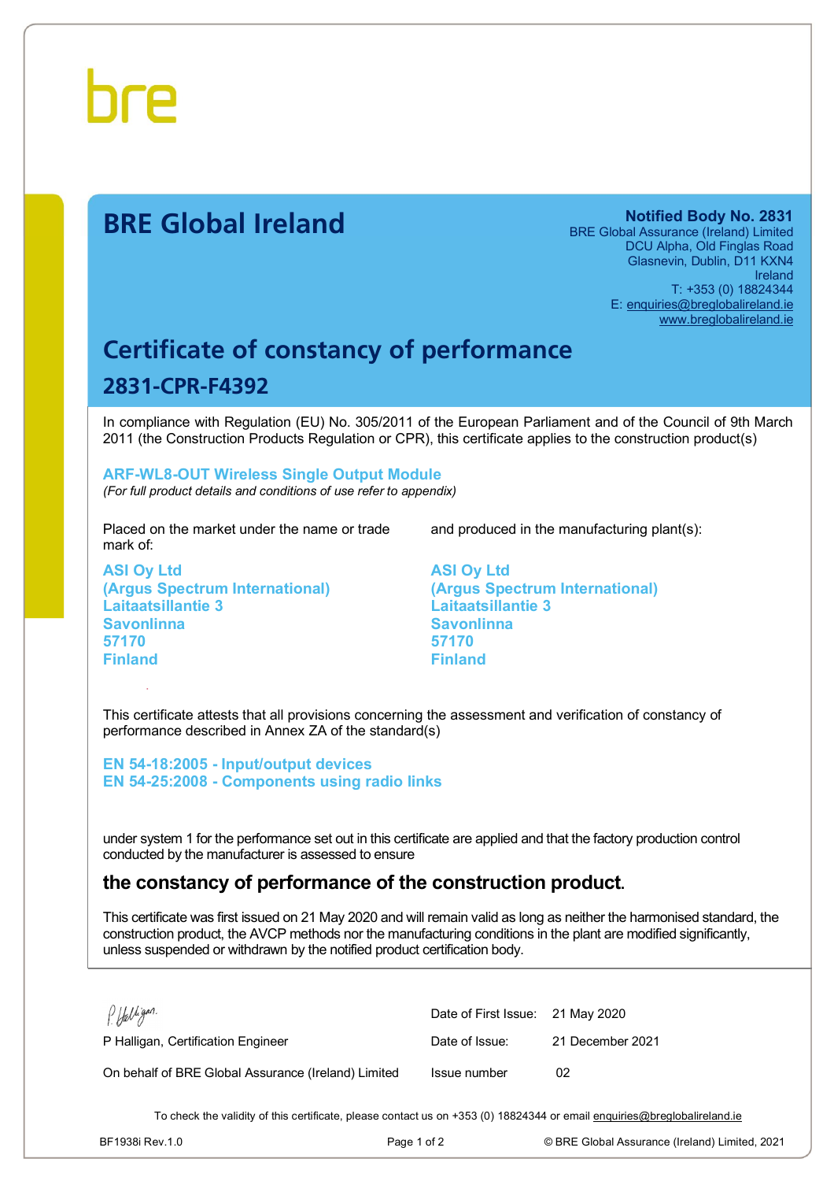bre

# BRE Global Ireland

**Notified Body No. 2831**
BRE Global Assurance (Ireland) Limited
DCU Alpha, Old Finglas Road
Glasnevin, Dublin, D11 KXN4
Ireland
T: +353 (0) 18824344
E: enquiries@breglobalireland.ie
www.breglobalireland.ie

# Certificate of constancy of performance

## 2831-CPR-F4392

In compliance with Regulation (EU) No. 305/2011 of the European Parliament and of the Council of 9th March 2011 (the Construction Products Regulation or CPR), this certificate applies to the construction product(s)

**ARF-WL8-OUT Wireless Single Output Module**
*(For full product details and conditions of use refer to appendix)*

Placed on the market under the name or trade mark of:

**ASI Oy Ltd**
**(Argus Spectrum International)**
**Laitaatsillantie 3**
**Savonlinna**
**57170**
**Finland**

and produced in the manufacturing plant(s):

**ASI Oy Ltd**
**(Argus Spectrum International)**
**Laitaatsillantie 3**
**Savonlinna**
**57170**
**Finland**

This certificate attests that all provisions concerning the assessment and verification of constancy of performance described in Annex ZA of the standard(s)

**EN 54-18:2005 - Input/output devices**
**EN 54-25:2008 - Components using radio links**

under system 1 for the performance set out in this certificate are applied and that the factory production control conducted by the manufacturer is assessed to ensure

**the constancy of performance of the construction product.**

This certificate was first issued on 21 May 2020 and will remain valid as long as neither the harmonised standard, the construction product, the AVCP methods nor the manufacturing conditions in the plant are modified significantly, unless suspended or withdrawn by the notified product certification body.

P Halligan.

P Halligan, Certification Engineer

On behalf of BRE Global Assurance (Ireland) Limited

| | |
|---|---|
| Date of First Issue: | 21 May 2020 |
| Date of Issue: | 21 December 2021 |
| Issue number | 02 |

To check the validity of this certificate, please contact us on +353 (0) 18824344 or email enquiries@breglobalireland.ie

BF1938i Rev.1.0 © BRE Global Assurance (Ireland) Limited, 2021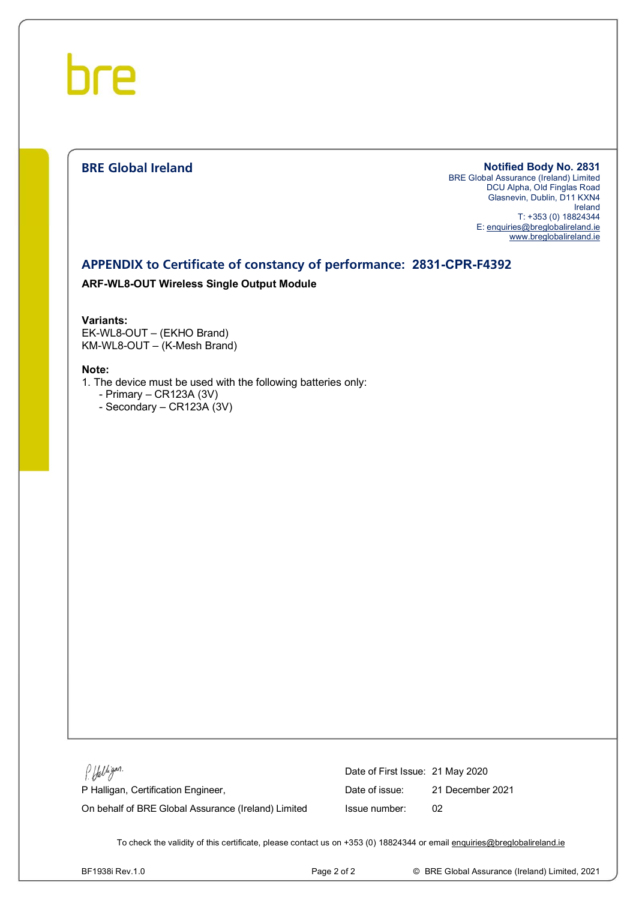bre

**BRE Global Ireland**

**Notified Body No. 2831**
BRE Global Assurance (Ireland) Limited
DCU Alpha, Old Finglas Road
Glasnevin, Dublin, D11 KXN4
Ireland
T: +353 (0) 18824344
E: enquiries@breglobalireland.ie
www.breglobalireland.ie

## APPENDIX to Certificate of constancy of performance: 2831-CPR-F4392

**ARF-WL8-OUT Wireless Single Output Module**

**Variants:**
EK-WL8-OUT – (EKHO Brand)
KM-WL8-OUT – (K-Mesh Brand)

**Note:**
1. The device must be used with the following batteries only:
   - Primary – CR123A (3V)
   - Secondary – CR123A (3V)

P Halligan.
P Halligan, Certification Engineer,
On behalf of BRE Global Assurance (Ireland) Limited

| | |
|---|---|
| Date of First Issue: | 21 May 2020 |
| Date of issue: | 21 December 2021 |
| Issue number: | 02 |

To check the validity of this certificate, please contact us on +353 (0) 18824344 or email enquiries@breglobalireland.ie

BF1938i Rev.1.0 © BRE Global Assurance (Ireland) Limited, 2021